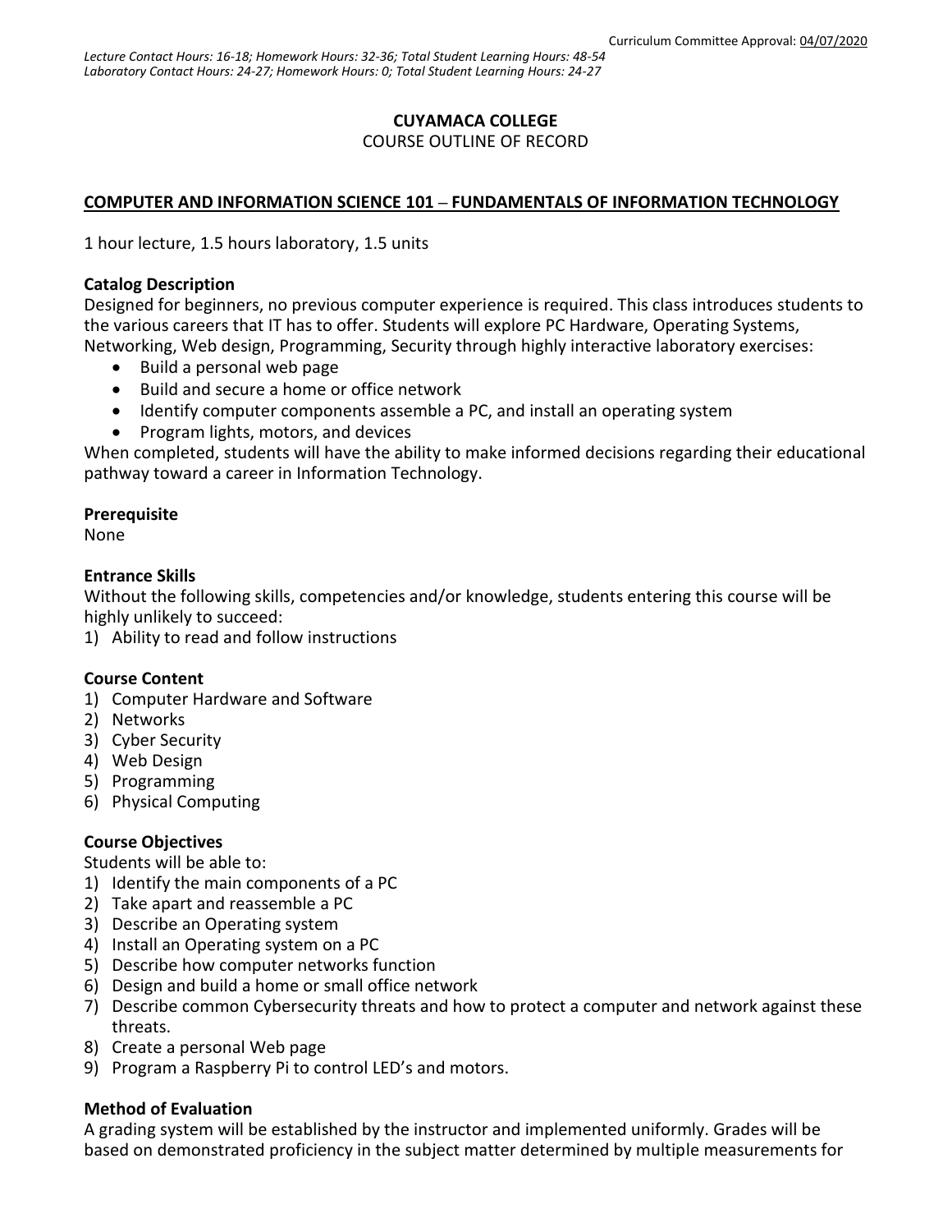Curriculum Committee Approval: 04/07/2020

*Lecture Contact Hours: 16-18; Homework Hours: 32-36; Total Student Learning Hours: 48-54*
*Laboratory Contact Hours: 24-27; Homework Hours: 0; Total Student Learning Hours: 24-27*

**CUYAMACA COLLEGE**
COURSE OUTLINE OF RECORD

**COMPUTER AND INFORMATION SCIENCE 101 – FUNDAMENTALS OF INFORMATION TECHNOLOGY**

1 hour lecture, 1.5 hours laboratory, 1.5 units

**Catalog Description**

Designed for beginners, no previous computer experience is required. This class introduces students to the various careers that IT has to offer. Students will explore PC Hardware, Operating Systems, Networking, Web design, Programming, Security through highly interactive laboratory exercises:

- Build a personal web page
- Build and secure a home or office network
- Identify computer components assemble a PC, and install an operating system
- Program lights, motors, and devices

When completed, students will have the ability to make informed decisions regarding their educational pathway toward a career in Information Technology.

**Prerequisite**

None

**Entrance Skills**

Without the following skills, competencies and/or knowledge, students entering this course will be highly unlikely to succeed:

1) Ability to read and follow instructions

**Course Content**

1) Computer Hardware and Software
2) Networks
3) Cyber Security
4) Web Design
5) Programming
6) Physical Computing

**Course Objectives**

Students will be able to:

1) Identify the main components of a PC
2) Take apart and reassemble a PC
3) Describe an Operating system
4) Install an Operating system on a PC
5) Describe how computer networks function
6) Design and build a home or small office network
7) Describe common Cybersecurity threats and how to protect a computer and network against these threats.
8) Create a personal Web page
9) Program a Raspberry Pi to control LED's and motors.

**Method of Evaluation**

A grading system will be established by the instructor and implemented uniformly. Grades will be based on demonstrated proficiency in the subject matter determined by multiple measurements for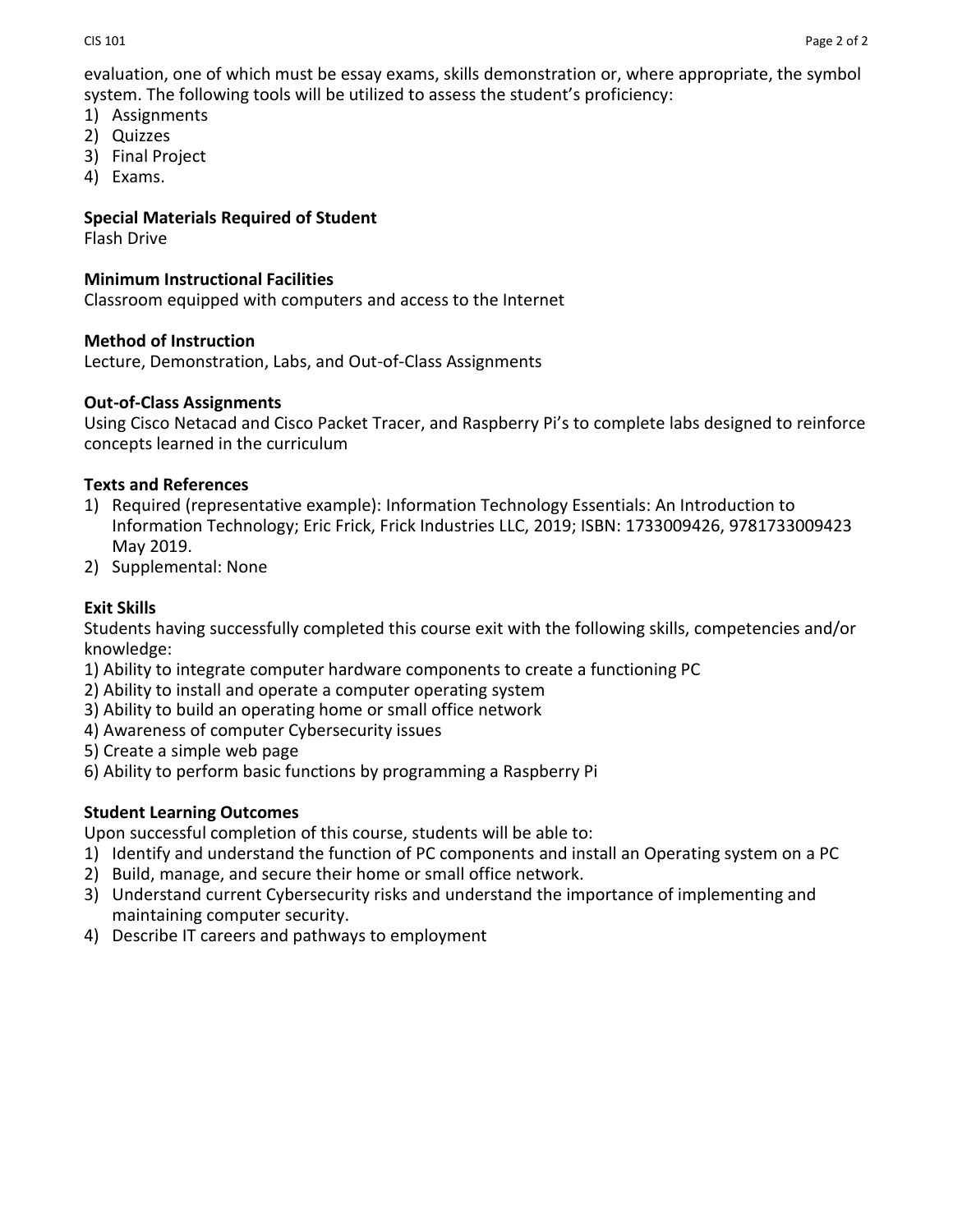evaluation, one of which must be essay exams, skills demonstration or, where appropriate, the symbol system. The following tools will be utilized to assess the student's proficiency:

1) Assignments
2) Quizzes
3) Final Project
4) Exams.

**Special Materials Required of Student**
Flash Drive

**Minimum Instructional Facilities**
Classroom equipped with computers and access to the Internet

**Method of Instruction**
Lecture, Demonstration, Labs, and Out-of-Class Assignments

**Out-of-Class Assignments**
Using Cisco Netacad and Cisco Packet Tracer, and Raspberry Pi's to complete labs designed to reinforce concepts learned in the curriculum

**Texts and References**

1) Required (representative example): Information Technology Essentials: An Introduction to Information Technology; Eric Frick, Frick Industries LLC, 2019; ISBN: 1733009426, 9781733009423 May 2019.
2) Supplemental: None

**Exit Skills**
Students having successfully completed this course exit with the following skills, competencies and/or knowledge:

1) Ability to integrate computer hardware components to create a functioning PC
2) Ability to install and operate a computer operating system
3) Ability to build an operating home or small office network
4) Awareness of computer Cybersecurity issues
5) Create a simple web page
6) Ability to perform basic functions by programming a Raspberry Pi

**Student Learning Outcomes**
Upon successful completion of this course, students will be able to:

1) Identify and understand the function of PC components and install an Operating system on a PC
2) Build, manage, and secure their home or small office network.
3) Understand current Cybersecurity risks and understand the importance of implementing and maintaining computer security.
4) Describe IT careers and pathways to employment